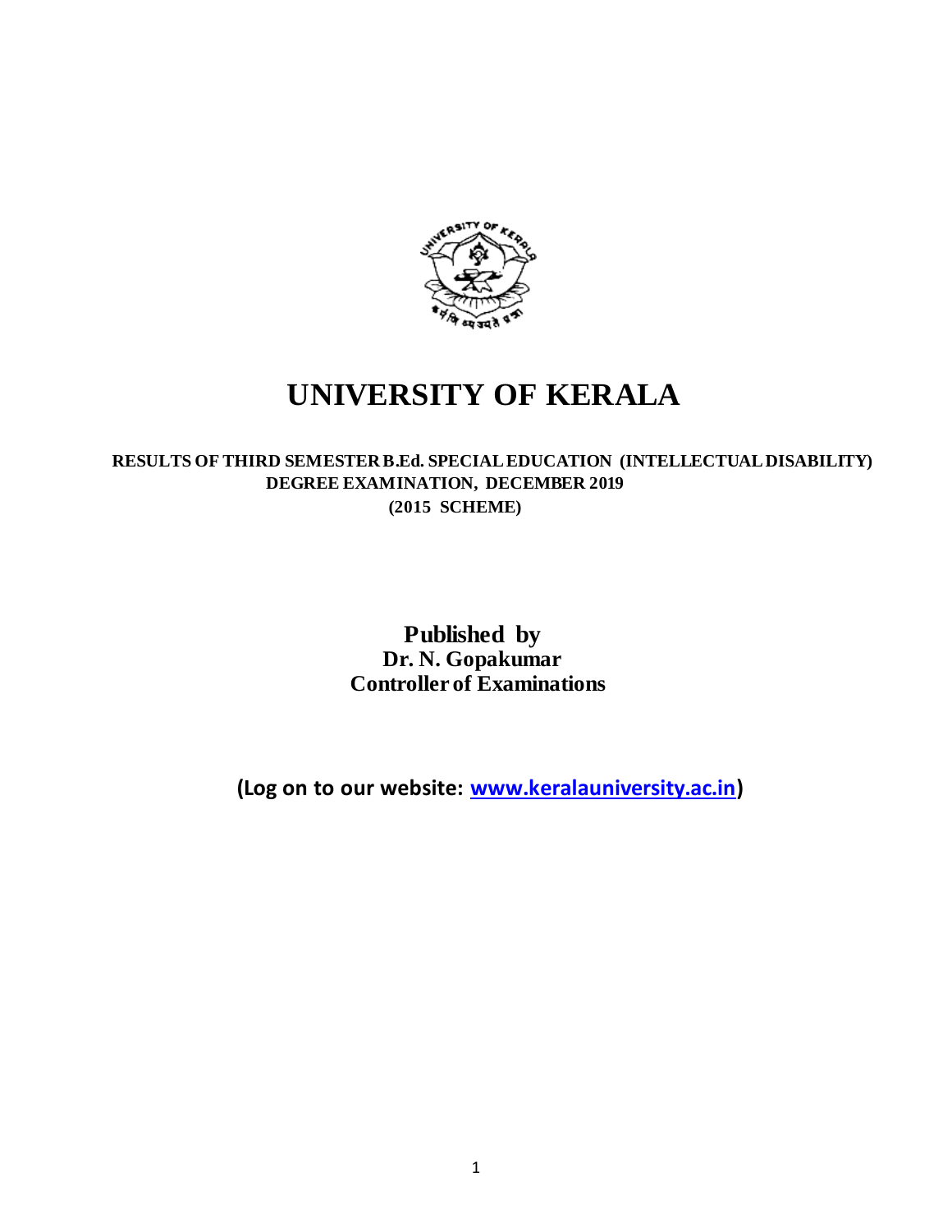# UNIVERSITY OF KERALA

**RESULTS OF THIRD SEMESTER B.Ed. SPECIAL EDUCATION (INTELLECTUAL DISABILITY) DEGREE EXAMINATION, DECEMBER 2019**

**(2015 SCHEME)**

**Published by**

**Dr. N. Gopakumar**

**Controller of Examinations**

**(Log on to our website: [www.keralauniversity.ac.in](www.keralauniversity.ac.in))**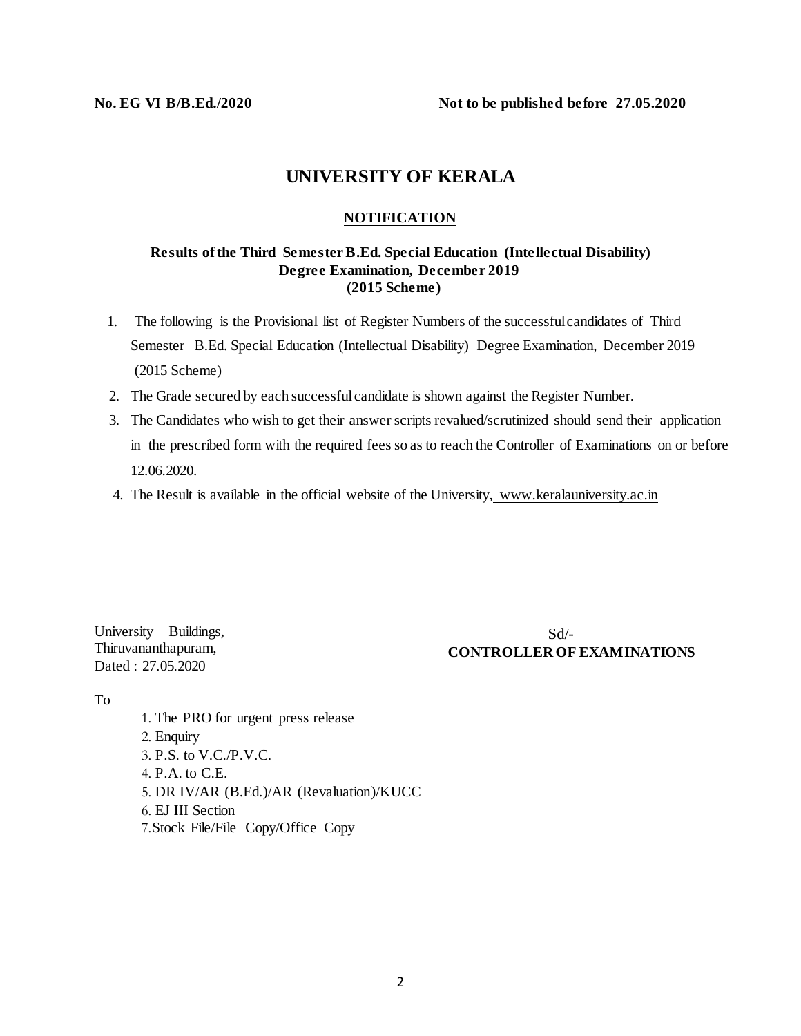**No. EG VI B/B.Ed./2020** **Not to be published before 27.05.2020**

# UNIVERSITY OF KERALA

## NOTIFICATION

### Results of the Third Semester B.Ed. Special Education (Intellectual Disability) Degree Examination, December 2019 (2015 Scheme)

1. The following is the Provisional list of Register Numbers of the successful candidates of Third Semester B.Ed. Special Education (Intellectual Disability) Degree Examination, December 2019 (2015 Scheme)
2. The Grade secured by each successful candidate is shown against the Register Number.
3. The Candidates who wish to get their answer scripts revalued/scrutinized should send their application in the prescribed form with the required fees so as to reach the Controller of Examinations on or before 12.06.2020.
4. The Result is available in the official website of the University, www.keralauniversity.ac.in

University Buildings,
Thiruvananthapuram,
Dated : 27.05.2020

Sd/-
**CONTROLLER OF EXAMINATIONS**

To

1. The PRO for urgent press release
2. Enquiry
3. P.S. to V.C./P.V.C.
4. P.A. to C.E.
5. DR IV/AR (B.Ed.)/AR (Revaluation)/KUCC
6. EJ III Section
7. Stock File/File Copy/Office Copy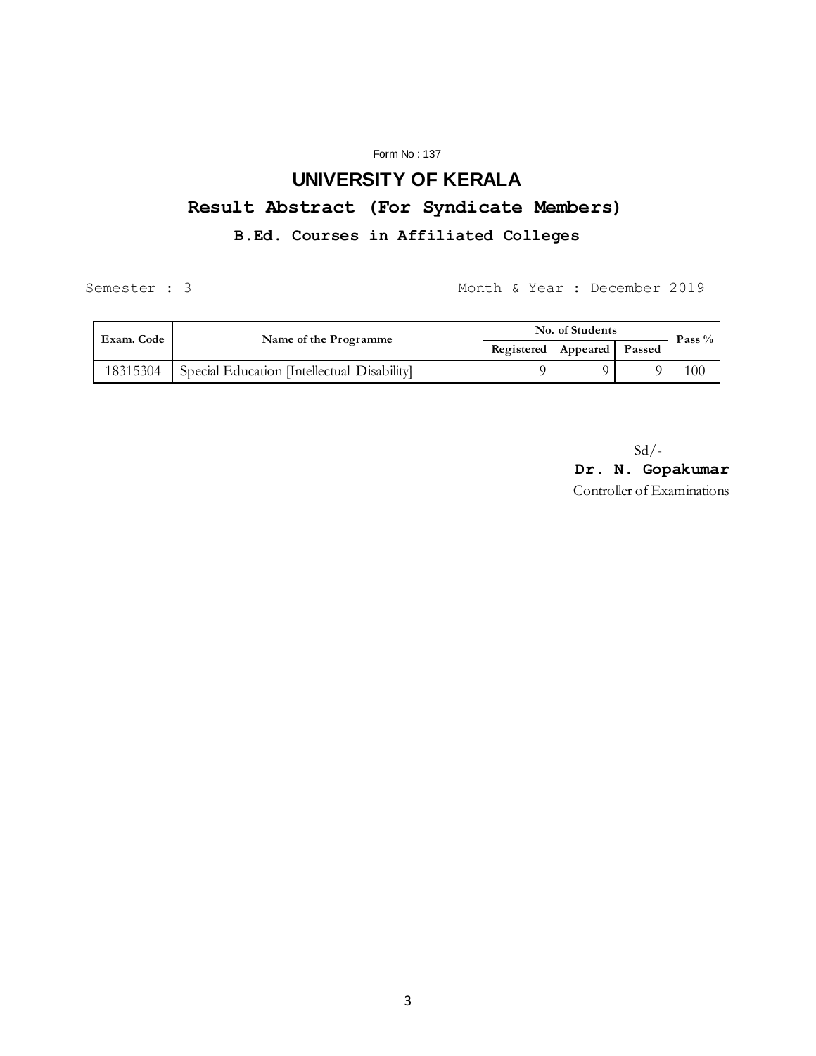Form No : 137

# UNIVERSITY OF KERALA

## Result Abstract (For Syndicate Members)

### B.Ed. Courses in Affiliated Colleges

Semester : 3 Month & Year : December 2019

| Exam. Code | Name of the Programme | No. of Students | | | Pass % |
|---|---|---|---|---|---|
| | | Registered | Appeared | Passed | |
| 18315304 | Special Education [Intellectual Disability] | 9 | 9 | 9 | 100 |

Sd/-

**Dr. N. Gopakumar**

Controller of Examinations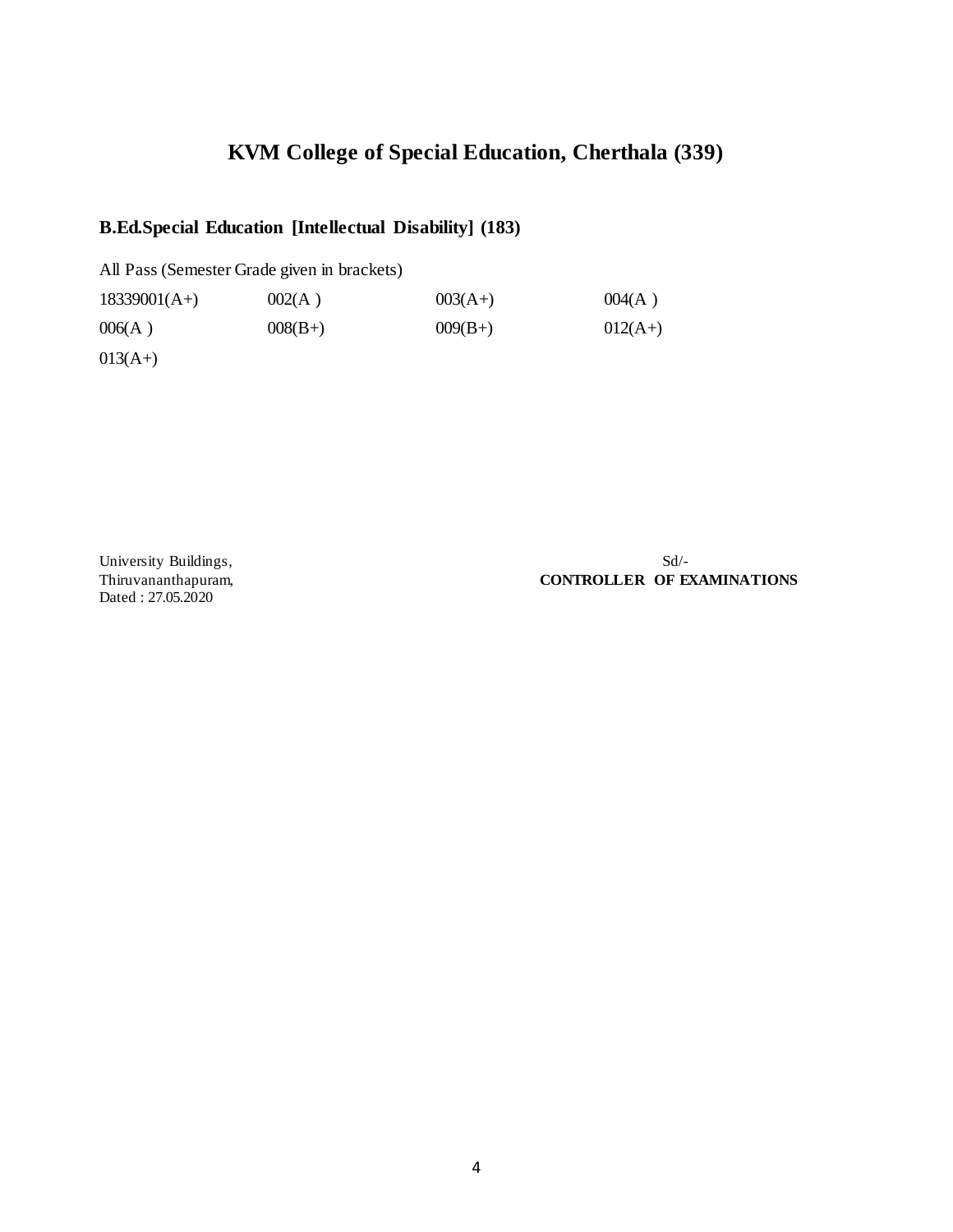## KVM College of Special Education, Cherthala (339)

### B.Ed.Special Education [Intellectual Disability] (183)

All Pass (Semester Grade given in brackets)

| | | | |
|---|---|---|---|
| 18339001(A+) | 002(A ) | 003(A+) | 004(A ) |
| 006(A ) | 008(B+) | 009(B+) | 012(A+) |
| 013(A+) | | | |

University Buildings,
Thiruvananthapuram,
Dated : 27.05.2020

Sd/-
**CONTROLLER OF EXAMINATIONS**